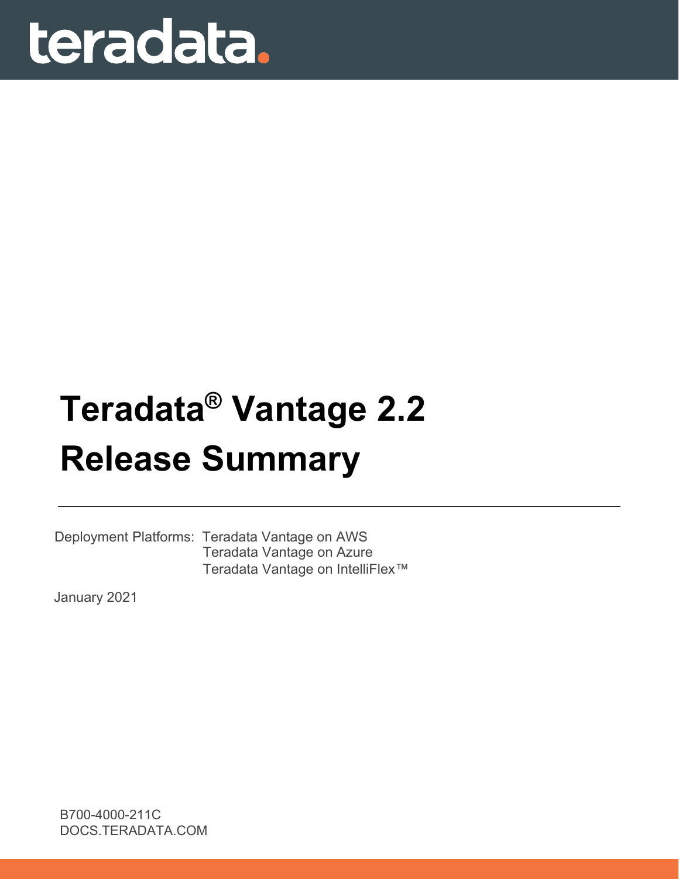teradata.

# Teradata® Vantage 2.2 Release Summary

Deployment Platforms: Teradata Vantage on AWS
Teradata Vantage on Azure
Teradata Vantage on IntelliFlex™

January 2021

B700-4000-211C
DOCS.TERADATA.COM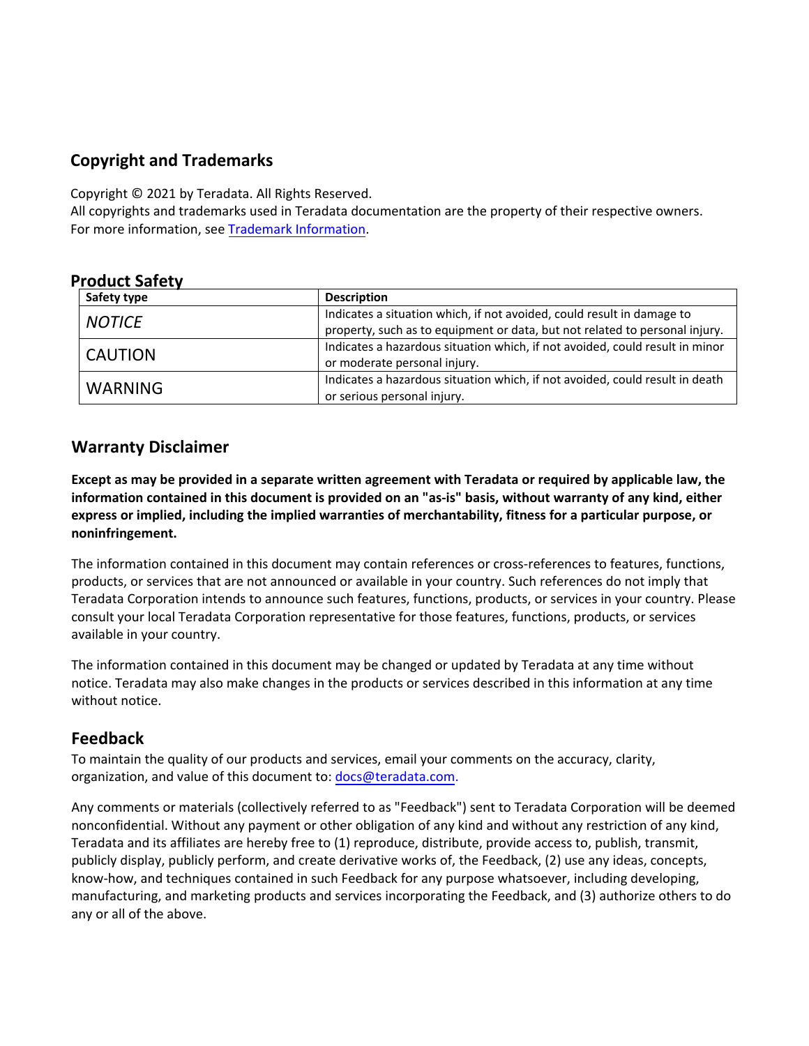## Copyright and Trademarks

Copyright © 2021 by Teradata. All Rights Reserved.
All copyrights and trademarks used in Teradata documentation are the property of their respective owners.
For more information, see [Trademark Information](Trademark Information).

## Product Safety

| Safety type | Description |
|---|---|
| *NOTICE* | Indicates a situation which, if not avoided, could result in damage to property, such as to equipment or data, but not related to personal injury. |
| CAUTION | Indicates a hazardous situation which, if not avoided, could result in minor or moderate personal injury. |
| WARNING | Indicates a hazardous situation which, if not avoided, could result in death or serious personal injury. |

## Warranty Disclaimer

**Except as may be provided in a separate written agreement with Teradata or required by applicable law, the information contained in this document is provided on an "as-is" basis, without warranty of any kind, either express or implied, including the implied warranties of merchantability, fitness for a particular purpose, or noninfringement.**

The information contained in this document may contain references or cross-references to features, functions, products, or services that are not announced or available in your country. Such references do not imply that Teradata Corporation intends to announce such features, functions, products, or services in your country. Please consult your local Teradata Corporation representative for those features, functions, products, or services available in your country.

The information contained in this document may be changed or updated by Teradata at any time without notice. Teradata may also make changes in the products or services described in this information at any time without notice.

## Feedback

To maintain the quality of our products and services, email your comments on the accuracy, clarity, organization, and value of this document to: [docs@teradata.com](mailto:docs@teradata.com).

Any comments or materials (collectively referred to as "Feedback") sent to Teradata Corporation will be deemed nonconfidential. Without any payment or other obligation of any kind and without any restriction of any kind, Teradata and its affiliates are hereby free to (1) reproduce, distribute, provide access to, publish, transmit, publicly display, publicly perform, and create derivative works of, the Feedback, (2) use any ideas, concepts, know-how, and techniques contained in such Feedback for any purpose whatsoever, including developing, manufacturing, and marketing products and services incorporating the Feedback, and (3) authorize others to do any or all of the above.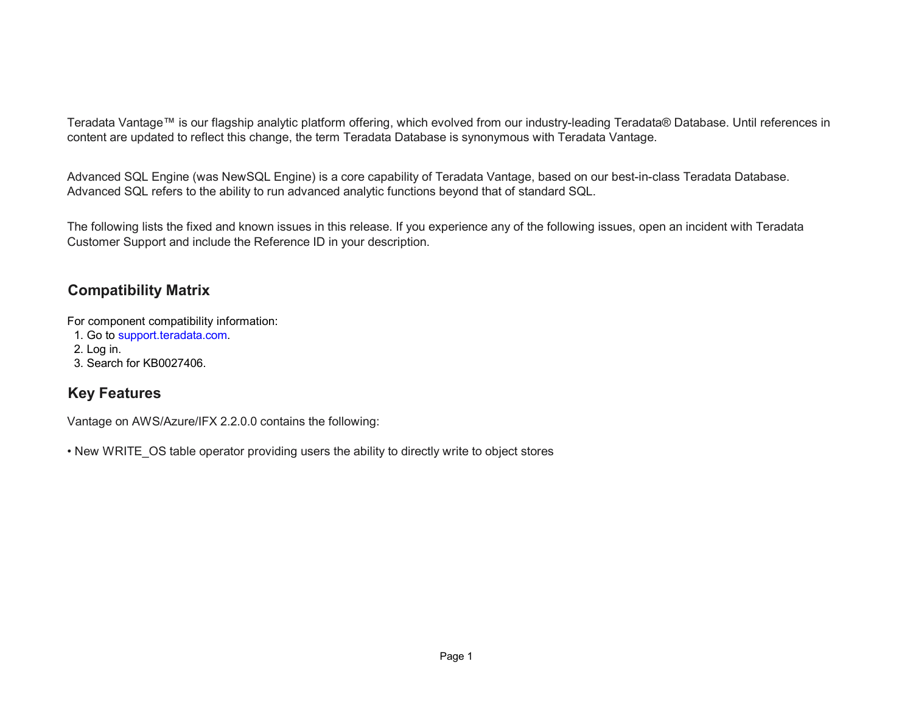Teradata Vantage™ is our flagship analytic platform offering, which evolved from our industry-leading Teradata® Database. Until references in content are updated to reflect this change, the term Teradata Database is synonymous with Teradata Vantage.

Advanced SQL Engine (was NewSQL Engine) is a core capability of Teradata Vantage, based on our best-in-class Teradata Database. Advanced SQL refers to the ability to run advanced analytic functions beyond that of standard SQL.

The following lists the fixed and known issues in this release. If you experience any of the following issues, open an incident with Teradata Customer Support and include the Reference ID in your description.

## Compatibility Matrix

For component compatibility information:

1. Go to support.teradata.com.
2. Log in.
3. Search for KB0027406.

## Key Features

Vantage on AWS/Azure/IFX 2.2.0.0 contains the following:

• New WRITE_OS table operator providing users the ability to directly write to object stores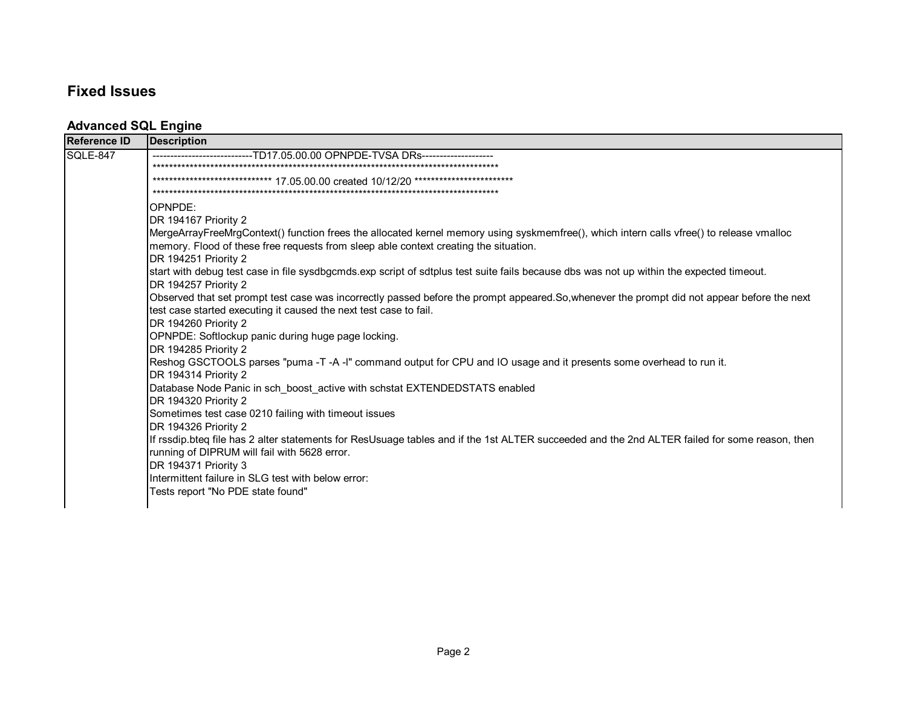## Fixed Issues

### Advanced SQL Engine

| Reference ID | Description |
|---|---|
| SQLE-847 | ----------------------------TD17.05.00.00 OPNPDE-TVSA DRs--------------------<br>*************************************************************************************<br>****************************** 17.05.00.00 created 10/12/20 ************************<br>*************************************************************************************<br>OPNPDE:<br>DR 194167 Priority 2<br>MergeArrayFreeMrgContext() function frees the allocated kernel memory using syskmemfree(), which intern calls vfree() to release vmalloc memory. Flood of these free requests from sleep able context creating the situation.<br>DR 194251 Priority 2<br>start with debug test case in file sysdbgcmds.exp script of sdtplus test suite fails because dbs was not up within the expected timeout.<br>DR 194257 Priority 2<br>Observed that set prompt test case was incorrectly passed before the prompt appeared.So,whenever the prompt did not appear before the next test case started executing it caused the next test case to fail.<br>DR 194260 Priority 2<br>OPNPDE: Softlockup panic during huge page locking.<br>DR 194285 Priority 2<br>Reshog GSCTOOLS parses "puma -T -A -l" command output for CPU and IO usage and it presents some overhead to run it.<br>DR 194314 Priority 2<br>Database Node Panic in sch_boost_active with schstat EXTENDEDSTATS enabled<br>DR 194320 Priority 2<br>Sometimes test case 0210 failing with timeout issues<br>DR 194326 Priority 2<br>If rssdip.bteq file has 2 alter statements for ResUsuage tables and if the 1st ALTER succeeded and the 2nd ALTER failed for some reason, then running of DIPRUM will fail with 5628 error.<br>DR 194371 Priority 3<br>Intermittent failure in SLG test with below error:<br>Tests report "No PDE state found" |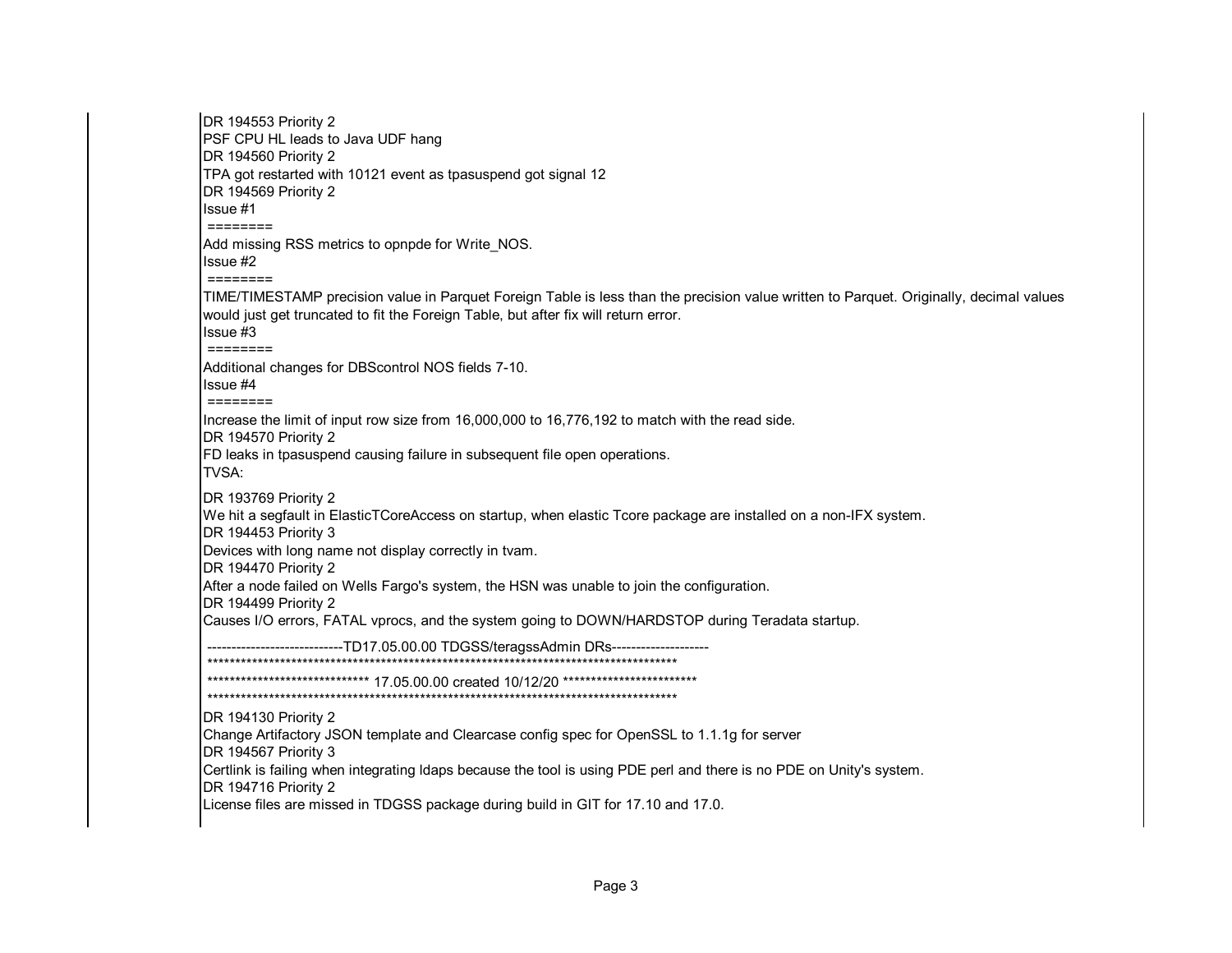DR 194553 Priority 2
PSF CPU HL leads to Java UDF hang
DR 194560 Priority 2
TPA got restarted with 10121 event as tpasuspend got signal 12
DR 194569 Priority 2
Issue #1
========
Add missing RSS metrics to opnpde for Write_NOS.
Issue #2
========
TIME/TIMESTAMP precision value in Parquet Foreign Table is less than the precision value written to Parquet. Originally, decimal values would just get truncated to fit the Foreign Table, but after fix will return error.
Issue #3
========
Additional changes for DBScontrol NOS fields 7-10.
Issue #4
========
Increase the limit of input row size from 16,000,000 to 16,776,192 to match with the read side.
DR 194570 Priority 2
FD leaks in tpasuspend causing failure in subsequent file open operations.
TVSA:

DR 193769 Priority 2
We hit a segfault in ElasticTCoreAccess on startup, when elastic Tcore package are installed on a non-IFX system.
DR 194453 Priority 3
Devices with long name not display correctly in tvam.
DR 194470 Priority 2
After a node failed on Wells Fargo's system, the HSN was unable to join the configuration.
DR 194499 Priority 2
Causes I/O errors, FATAL vprocs, and the system going to DOWN/HARDSTOP during Teradata startup.

----------------------------TD17.05.00.00 TDGSS/teragssAdmin DRs--------------------
**************************************************************************************
****************************** 17.05.00.00 created 10/12/20 ************************
**************************************************************************************
DR 194130 Priority 2
Change Artifactory JSON template and Clearcase config spec for OpenSSL to 1.1.1g for server
DR 194567 Priority 3
Certlink is failing when integrating ldaps because the tool is using PDE perl and there is no PDE on Unity's system.
DR 194716 Priority 2
License files are missed in TDGSS package during build in GIT for 17.10 and 17.0.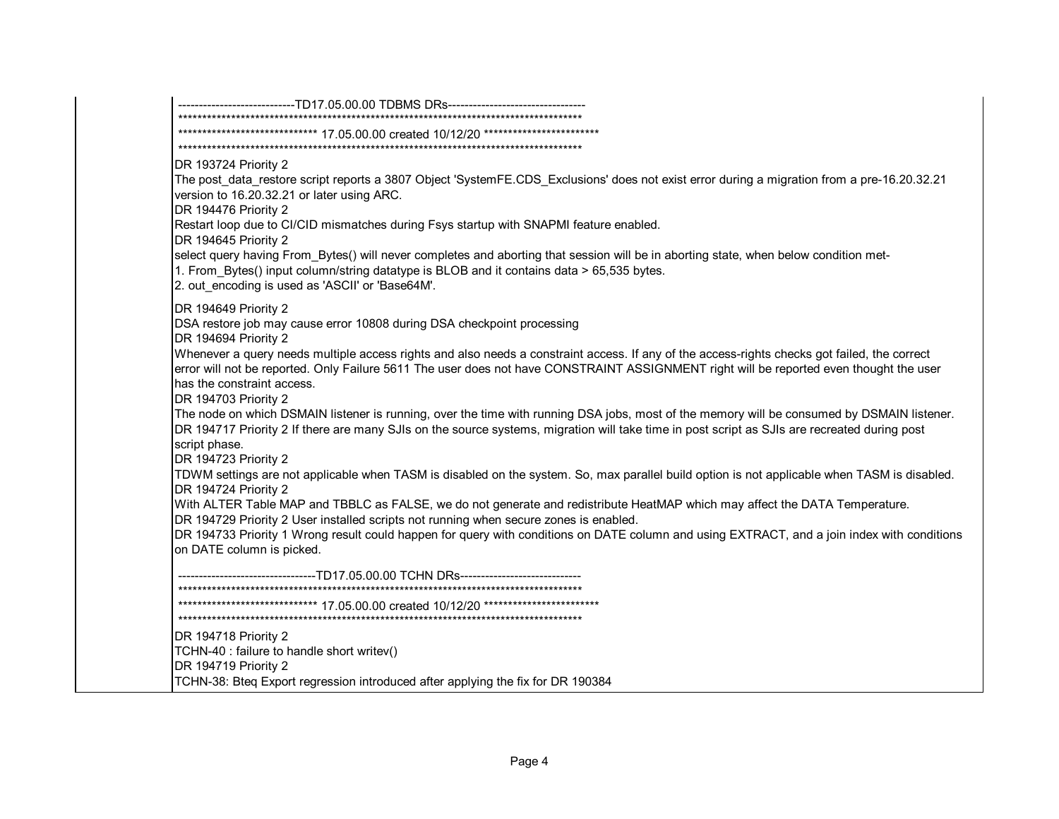----------------------------TD17.05.00.00 TDBMS DRs---------------------------------

****************************************************************************************

***************************** 17.05.00.00 created 10/12/20 ************************

****************************************************************************************

DR 193724 Priority 2
The post_data_restore script reports a 3807 Object 'SystemFE.CDS_Exclusions' does not exist error during a migration from a pre-16.20.32.21 version to 16.20.32.21 or later using ARC.
DR 194476 Priority 2
Restart loop due to CI/CID mismatches during Fsys startup with SNAPMI feature enabled.
DR 194645 Priority 2
select query having From_Bytes() will never completes and aborting that session will be in aborting state, when below condition met-
1. From_Bytes() input column/string datatype is BLOB and it contains data > 65,535 bytes.
2. out_encoding is used as 'ASCII' or 'Base64M'.

DR 194649 Priority 2
DSA restore job may cause error 10808 during DSA checkpoint processing
DR 194694 Priority 2
Whenever a query needs multiple access rights and also needs a constraint access. If any of the access-rights checks got failed, the correct error will not be reported. Only Failure 5611 The user does not have CONSTRAINT ASSIGNMENT right will be reported even thought the user has the constraint access.
DR 194703 Priority 2
The node on which DSMAIN listener is running, over the time with running DSA jobs, most of the memory will be consumed by DSMAIN listener.
DR 194717 Priority 2 If there are many SJIs on the source systems, migration will take time in post script as SJIs are recreated during post script phase.
DR 194723 Priority 2
TDWM settings are not applicable when TASM is disabled on the system. So, max parallel build option is not applicable when TASM is disabled.
DR 194724 Priority 2
With ALTER Table MAP and TBBLC as FALSE, we do not generate and redistribute HeatMAP which may affect the DATA Temperature.
DR 194729 Priority 2 User installed scripts not running when secure zones is enabled.
DR 194733 Priority 1 Wrong result could happen for query with conditions on DATE column and using EXTRACT, and a join index with conditions on DATE column is picked.

---------------------------------TD17.05.00.00 TCHN DRs-----------------------------

****************************************************************************************

****************************** 17.05.00.00 created 10/12/20 *************************

****************************************************************************************

DR 194718 Priority 2
TCHN-40 : failure to handle short writev()
DR 194719 Priority 2
TCHN-38: Bteq Export regression introduced after applying the fix for DR 190384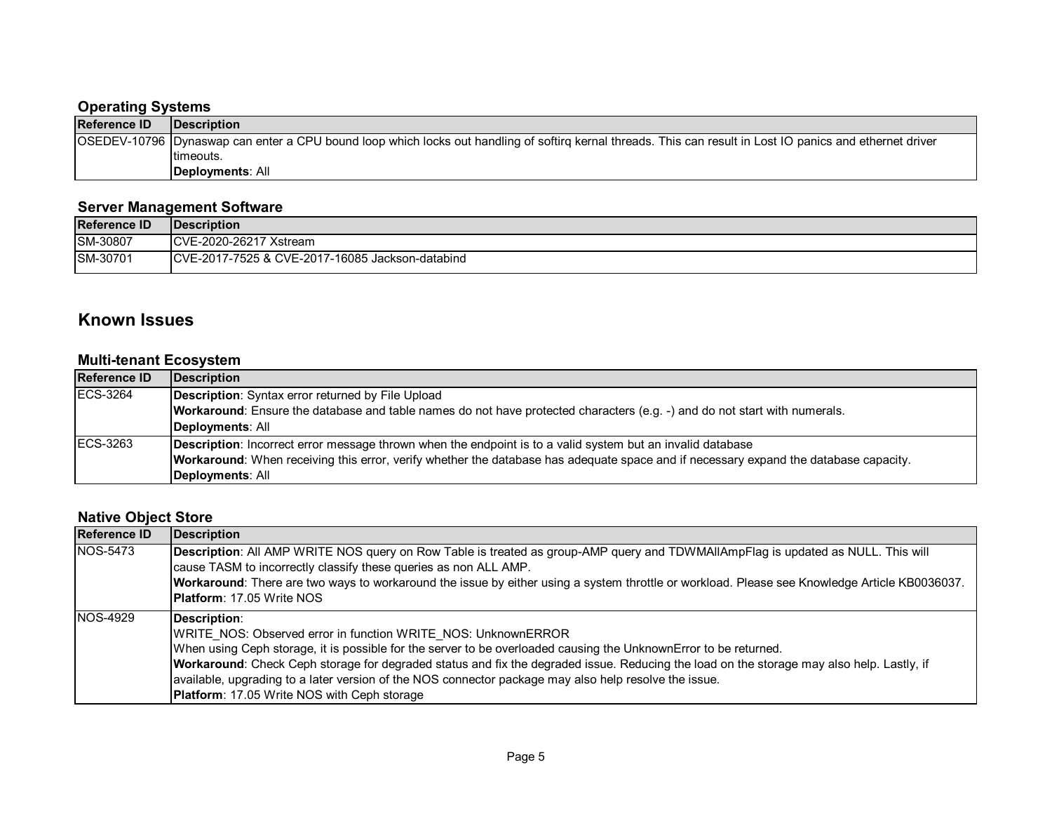### Operating Systems

| Reference ID | Description |
| --- | --- |
| OSEDEV-10796 | Dynaswap can enter a CPU bound loop which locks out handling of softirq kernal threads. This can result in Lost IO panics and ethernet driver timeouts.<br>**Deployments**: All |

### Server Management Software

| Reference ID | Description |
| --- | --- |
| SM-30807 | CVE-2020-26217 Xstream |
| SM-30701 | CVE-2017-7525 & CVE-2017-16085 Jackson-databind |

## Known Issues

### Multi-tenant Ecosystem

| Reference ID | Description |
| --- | --- |
| ECS-3264 | **Description**: Syntax error returned by File Upload<br>**Workaround**: Ensure the database and table names do not have protected characters (e.g. -) and do not start with numerals.<br>**Deployments**: All |
| ECS-3263 | **Description**: Incorrect error message thrown when the endpoint is to a valid system but an invalid database<br>**Workaround**: When receiving this error, verify whether the database has adequate space and if necessary expand the database capacity.<br>**Deployments**: All |

### Native Object Store

| Reference ID | Description |
| --- | --- |
| NOS-5473 | **Description**: All AMP WRITE NOS query on Row Table is treated as group-AMP query and TDWMAllAmpFlag is updated as NULL. This will cause TASM to incorrectly classify these queries as non ALL AMP.<br>**Workaround**: There are two ways to workaround the issue by either using a system throttle or workload. Please see Knowledge Article KB0036037.<br>**Platform**: 17.05 Write NOS |
| NOS-4929 | **Description**:<br>WRITE_NOS: Observed error in function WRITE_NOS: UnknownERROR<br>When using Ceph storage, it is possible for the server to be overloaded causing the UnknownError to be returned.<br>**Workaround**: Check Ceph storage for degraded status and fix the degraded issue. Reducing the load on the storage may also help. Lastly, if available, upgrading to a later version of the NOS connector package may also help resolve the issue.<br>**Platform**: 17.05 Write NOS with Ceph storage |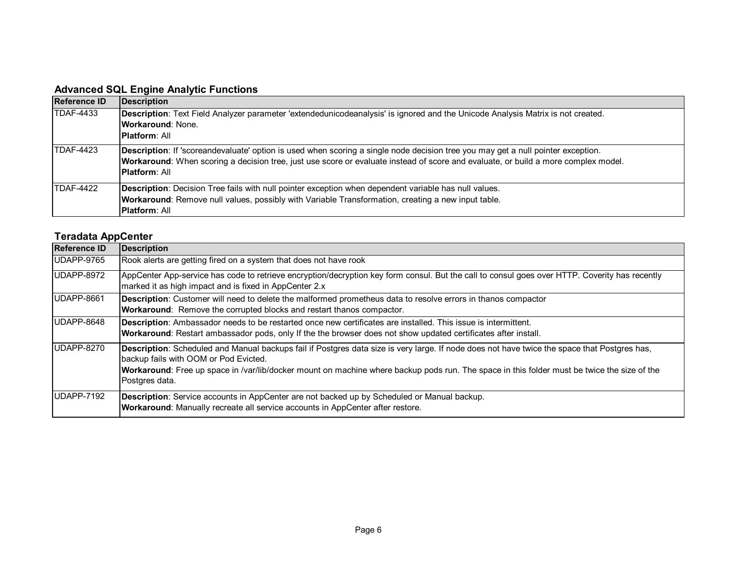### Advanced SQL Engine Analytic Functions

| Reference ID | Description |
|---|---|
| TDAF-4433 | **Description**: Text Field Analyzer parameter 'extendedunicodeanalysis' is ignored and the Unicode Analysis Matrix is not created.<br>**Workaround**: None.<br>**Platform**: All |
| TDAF-4423 | **Description**: If 'scoreandevaluate' option is used when scoring a single node decision tree you may get a null pointer exception.<br>**Workaround**: When scoring a decision tree, just use score or evaluate instead of score and evaluate, or build a more complex model.<br>**Platform**: All |
| TDAF-4422 | **Description**: Decision Tree fails with null pointer exception when dependent variable has null values.<br>**Workaround**: Remove null values, possibly with Variable Transformation, creating a new input table.<br>**Platform**: All |

### Teradata AppCenter

| Reference ID | Description |
|---|---|
| UDAPP-9765 | Rook alerts are getting fired on a system that does not have rook |
| UDAPP-8972 | AppCenter App-service has code to retrieve encryption/decryption key form consul. But the call to consul goes over HTTP. Coverity has recently marked it as high impact and is fixed in AppCenter 2.x |
| UDAPP-8661 | **Description**: Customer will need to delete the malformed prometheus data to resolve errors in thanos compactor<br>**Workaround**: Remove the corrupted blocks and restart thanos compactor. |
| UDAPP-8648 | **Description**: Ambassador needs to be restarted once new certificates are installed. This issue is intermittent.<br>**Workaround**: Restart ambassador pods, only If the the browser does not show updated certificates after install. |
| UDAPP-8270 | **Description**: Scheduled and Manual backups fail if Postgres data size is very large. If node does not have twice the space that Postgres has, backup fails with OOM or Pod Evicted.<br>**Workaround**: Free up space in /var/lib/docker mount on machine where backup pods run. The space in this folder must be twice the size of the Postgres data. |
| UDAPP-7192 | **Description**: Service accounts in AppCenter are not backed up by Scheduled or Manual backup.<br>**Workaround**: Manually recreate all service accounts in AppCenter after restore. |